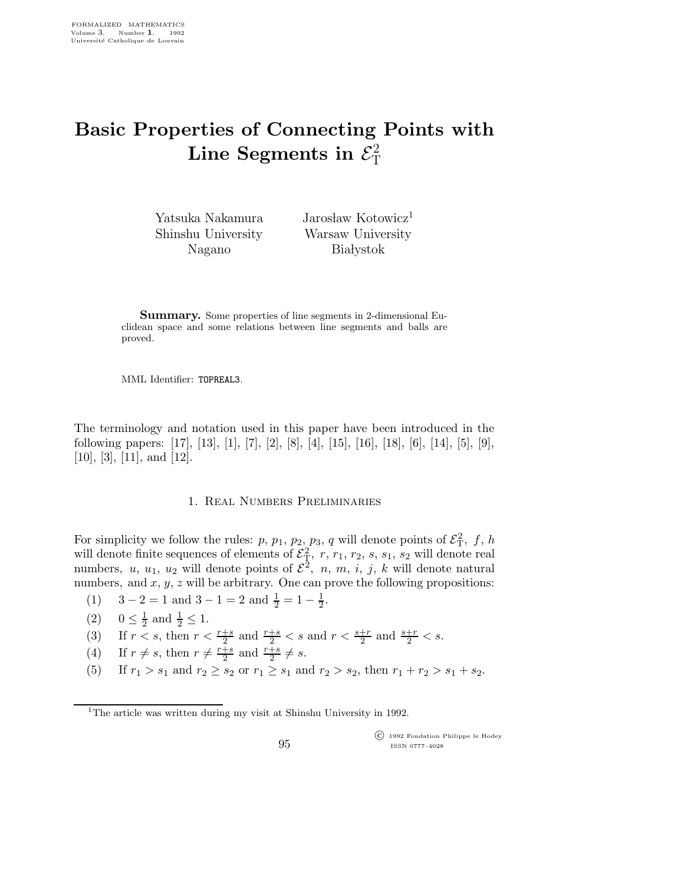# Basic Properties of Connecting Points with Line Segments in $\mathcal{E}^2_{\mathrm{T}}$

Yatsuka Nakamura
Shinshu University
Nagano

Jarosław Kotowicz[1]
Warsaw University
Białystok

**Summary.** Some properties of line segments in 2-dimensional Euclidean space and some relations between line segments and balls are proved.

MML Identifier: TOPREAL3.

The terminology and notation used in this paper have been introduced in the following papers: [17], [13], [1], [7], [2], [8], [4], [15], [16], [18], [6], [14], [5], [9], [10], [3], [11], and [12].

## 1. Real Numbers Preliminaries

For simplicity we follow the rules: $p$, $p_1$, $p_2$, $p_3$, $q$ will denote points of $\mathcal{E}^2_{\mathrm{T}}$, $f$, $h$ will denote finite sequences of elements of $\mathcal{E}^2_{\mathrm{T}}$, $r$, $r_1$, $r_2$, $s$, $s_1$, $s_2$ will denote real numbers, $u$, $u_1$, $u_2$ will denote points of $\mathcal{E}^2$, $n$, $m$, $i$, $j$, $k$ will denote natural numbers, and $x$, $y$, $z$ will be arbitrary. One can prove the following propositions:

(1) $3-2=1$ and $3-1=2$ and $\frac{1}{2}=1-\frac{1}{2}$.

(2) $0 \leq \frac{1}{2}$ and $\frac{1}{2} \leq 1$.

(3) If $r < s$, then $r < \frac{r+s}{2}$ and $\frac{r+s}{2} < s$ and $r < \frac{s+r}{2}$ and $\frac{s+r}{2} < s$.

(4) If $r \neq s$, then $r \neq \frac{r+s}{2}$ and $\frac{r+s}{2} \neq s$.

(5) If $r_1 > s_1$ and $r_2 \geq s_2$ or $r_1 \geq s_1$ and $r_2 > s_2$, then $r_1 + r_2 > s_1 + s_2$.

[1] The article was written during my visit at Shinshu University in 1992.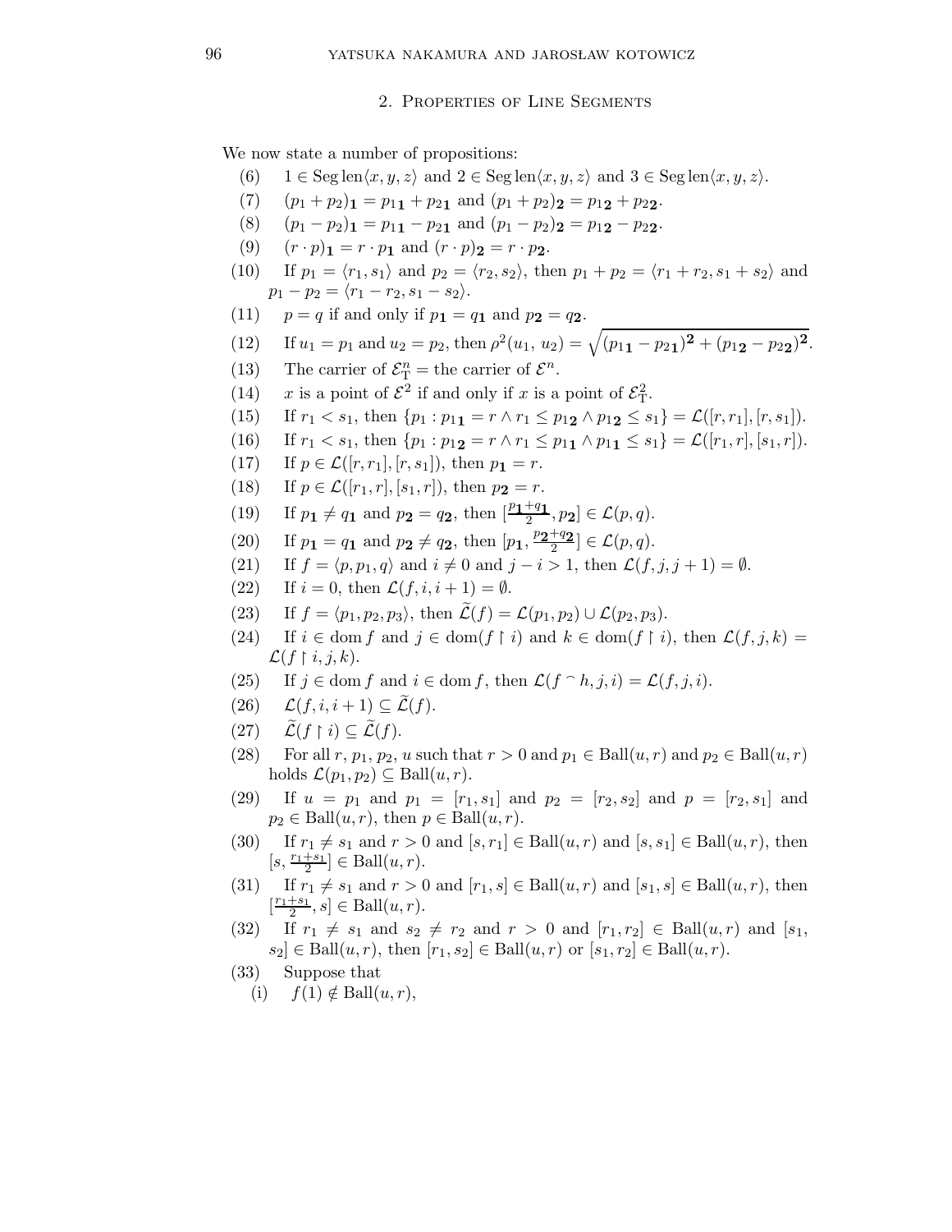## 2. Properties of Line Segments

We now state a number of propositions:

(6) $1 \in \operatorname{Seg}\operatorname{len}\langle x, y, z\rangle$ and $2 \in \operatorname{Seg}\operatorname{len}\langle x, y, z\rangle$ and $3 \in \operatorname{Seg}\operatorname{len}\langle x, y, z\rangle$.

(7) $(p_1 + p_2)_{\mathbf{1}} = p_{1\mathbf{1}} + p_{2\mathbf{1}}$ and $(p_1 + p_2)_{\mathbf{2}} = p_{1\mathbf{2}} + p_{2\mathbf{2}}$.

(8) $(p_1 - p_2)_{\mathbf{1}} = p_{1\mathbf{1}} - p_{2\mathbf{1}}$ and $(p_1 - p_2)_{\mathbf{2}} = p_{1\mathbf{2}} - p_{2\mathbf{2}}$.

(9) $(r \cdot p)_{\mathbf{1}} = r \cdot p_{\mathbf{1}}$ and $(r \cdot p)_{\mathbf{2}} = r \cdot p_{\mathbf{2}}$.

(10) If $p_1 = \langle r_1, s_1\rangle$ and $p_2 = \langle r_2, s_2\rangle$, then $p_1 + p_2 = \langle r_1 + r_2, s_1 + s_2\rangle$ and $p_1 - p_2 = \langle r_1 - r_2, s_1 - s_2\rangle$.

(11) $p = q$ if and only if $p_{\mathbf{1}} = q_{\mathbf{1}}$ and $p_{\mathbf{2}} = q_{\mathbf{2}}$.

(12) If $u_1 = p_1$ and $u_2 = p_2$, then $\rho^2(u_1, u_2) = \sqrt{(p_{1\mathbf{1}} - p_{2\mathbf{1}})^{\mathbf{2}} + (p_{1\mathbf{2}} - p_{2\mathbf{2}})^{\mathbf{2}}}$.

(13) The carrier of $\mathcal{E}^n_{\mathrm{T}}$ = the carrier of $\mathcal{E}^n$.

(14) $x$ is a point of $\mathcal{E}^2$ if and only if $x$ is a point of $\mathcal{E}^2_{\mathrm{T}}$.

(15) If $r_1 < s_1$, then $\{p_1 : p_{1\mathbf{1}} = r \wedge r_1 \leq p_{1\mathbf{2}} \wedge p_{1\mathbf{2}} \leq s_1\} = \mathcal{L}([r, r_1], [r, s_1])$.

(16) If $r_1 < s_1$, then $\{p_1 : p_{1\mathbf{2}} = r \wedge r_1 \leq p_{1\mathbf{1}} \wedge p_{1\mathbf{1}} \leq s_1\} = \mathcal{L}([r_1, r], [s_1, r])$.

(17) If $p \in \mathcal{L}([r, r_1], [r, s_1])$, then $p_{\mathbf{1}} = r$.

(18) If $p \in \mathcal{L}([r_1, r], [s_1, r])$, then $p_{\mathbf{2}} = r$.

(19) If $p_{\mathbf{1}} \neq q_{\mathbf{1}}$ and $p_{\mathbf{2}} = q_{\mathbf{2}}$, then $[\frac{p_{\mathbf{1}} + q_{\mathbf{1}}}{2}, p_{\mathbf{2}}] \in \mathcal{L}(p, q)$.

(20) If $p_{\mathbf{1}} = q_{\mathbf{1}}$ and $p_{\mathbf{2}} \neq q_{\mathbf{2}}$, then $[p_{\mathbf{1}}, \frac{p_{\mathbf{2}} + q_{\mathbf{2}}}{2}] \in \mathcal{L}(p, q)$.

(21) If $f = \langle p, p_1, q\rangle$ and $i \neq 0$ and $j - i > 1$, then $\mathcal{L}(f, j, j+1) = \emptyset$.

(22) If $i = 0$, then $\mathcal{L}(f, i, i+1) = \emptyset$.

(23) If $f = \langle p_1, p_2, p_3\rangle$, then $\widetilde{\mathcal{L}}(f) = \mathcal{L}(p_1, p_2) \cup \mathcal{L}(p_2, p_3)$.

(24) If $i \in \operatorname{dom} f$ and $j \in \operatorname{dom}(f \restriction i)$ and $k \in \operatorname{dom}(f \restriction i)$, then $\mathcal{L}(f, j, k) = \mathcal{L}(f \restriction i, j, k)$.

(25) If $j \in \operatorname{dom} f$ and $i \in \operatorname{dom} f$, then $\mathcal{L}(f \frown h, j, i) = \mathcal{L}(f, j, i)$.

(26) $\mathcal{L}(f, i, i+1) \subseteq \widetilde{\mathcal{L}}(f)$.

(27) $\widetilde{\mathcal{L}}(f \restriction i) \subseteq \widetilde{\mathcal{L}}(f)$.

(28) For all $r$, $p_1$, $p_2$, $u$ such that $r > 0$ and $p_1 \in \operatorname{Ball}(u, r)$ and $p_2 \in \operatorname{Ball}(u, r)$ holds $\mathcal{L}(p_1, p_2) \subseteq \operatorname{Ball}(u, r)$.

(29) If $u = p_1$ and $p_1 = [r_1, s_1]$ and $p_2 = [r_2, s_2]$ and $p = [r_2, s_1]$ and $p_2 \in \operatorname{Ball}(u, r)$, then $p \in \operatorname{Ball}(u, r)$.

(30) If $r_1 \neq s_1$ and $r > 0$ and $[s, r_1] \in \operatorname{Ball}(u, r)$ and $[s, s_1] \in \operatorname{Ball}(u, r)$, then $[s, \frac{r_1 + s_1}{2}] \in \operatorname{Ball}(u, r)$.

(31) If $r_1 \neq s_1$ and $r > 0$ and $[r_1, s] \in \operatorname{Ball}(u, r)$ and $[s_1, s] \in \operatorname{Ball}(u, r)$, then $[\frac{r_1 + s_1}{2}, s] \in \operatorname{Ball}(u, r)$.

(32) If $r_1 \neq s_1$ and $s_2 \neq r_2$ and $r > 0$ and $[r_1, r_2] \in \operatorname{Ball}(u, r)$ and $[s_1, s_2] \in \operatorname{Ball}(u, r)$, then $[r_1, s_2] \in \operatorname{Ball}(u, r)$ or $[s_1, r_2] \in \operatorname{Ball}(u, r)$.

(33) Suppose that

(i) $f(1) \notin \operatorname{Ball}(u, r)$,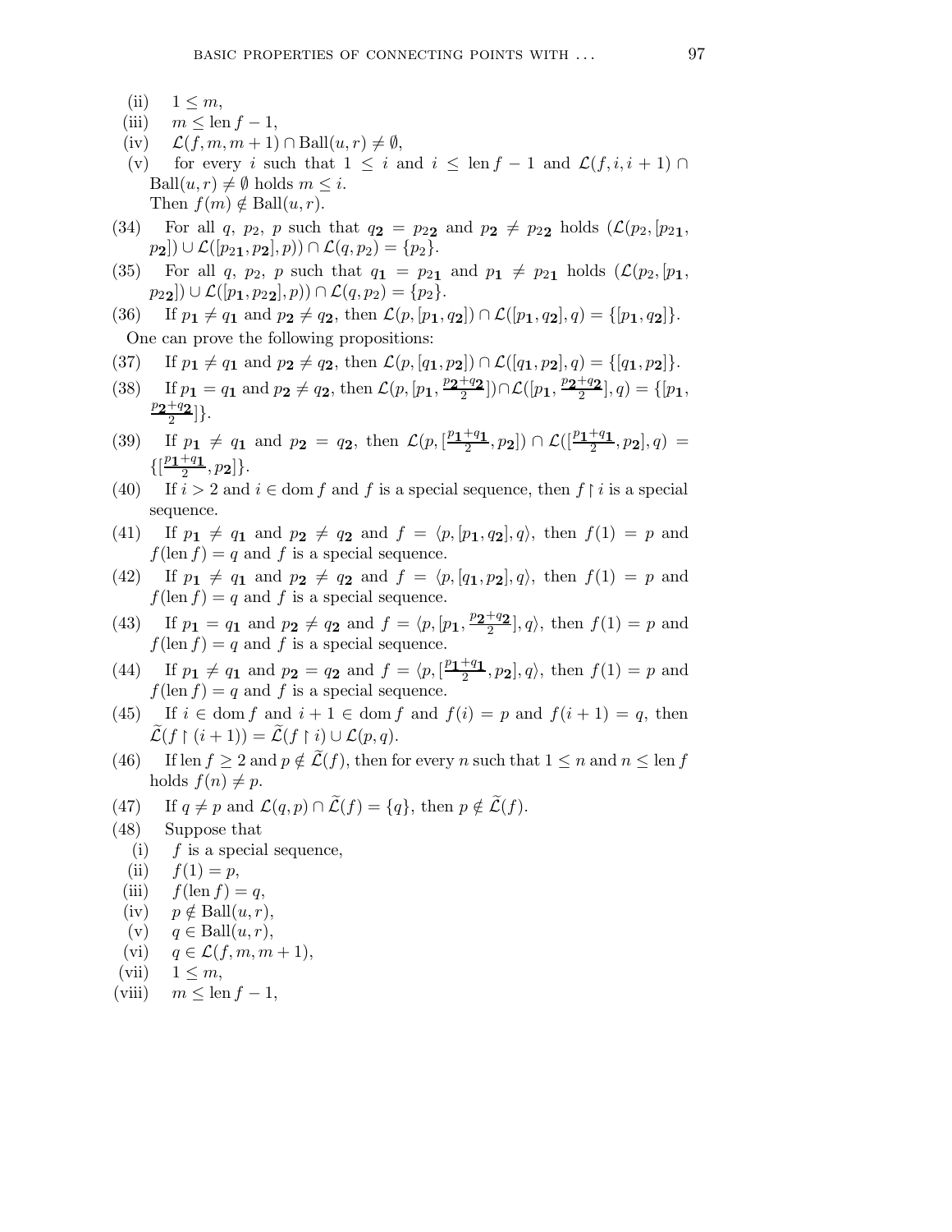(ii) $1 \leq m$,

(iii) $m \leq \operatorname{len} f - 1$,

(iv) $\mathcal{L}(f, m, m+1) \cap \operatorname{Ball}(u, r) \neq \emptyset$,

(v) for every $i$ such that $1 \leq i$ and $i \leq \operatorname{len} f - 1$ and $\mathcal{L}(f, i, i+1) \cap \operatorname{Ball}(u, r) \neq \emptyset$ holds $m \leq i$.

Then $f(m) \notin \operatorname{Ball}(u, r)$.

(34) For all $q$, $p_2$, $p$ such that $q_{\mathbf{2}} = p_{2\mathbf{2}}$ and $p_{\mathbf{2}} \neq p_{2\mathbf{2}}$ holds $(\mathcal{L}(p_2, [p_{2\mathbf{1}}, p_{\mathbf{2}}]) \cup \mathcal{L}([p_{2\mathbf{1}}, p_{\mathbf{2}}], p)) \cap \mathcal{L}(q, p_2) = \{p_2\}$.

(35) For all $q$, $p_2$, $p$ such that $q_{\mathbf{1}} = p_{2\mathbf{1}}$ and $p_{\mathbf{1}} \neq p_{2\mathbf{1}}$ holds $(\mathcal{L}(p_2, [p_{\mathbf{1}}, p_{2\mathbf{2}}]) \cup \mathcal{L}([p_{\mathbf{1}}, p_{2\mathbf{2}}], p)) \cap \mathcal{L}(q, p_2) = \{p_2\}$.

(36) If $p_{\mathbf{1}} \neq q_{\mathbf{1}}$ and $p_{\mathbf{2}} \neq q_{\mathbf{2}}$, then $\mathcal{L}(p, [p_{\mathbf{1}}, q_{\mathbf{2}}]) \cap \mathcal{L}([p_{\mathbf{1}}, q_{\mathbf{2}}], q) = \{[p_{\mathbf{1}}, q_{\mathbf{2}}]\}$.

One can prove the following propositions:

(37) If $p_{\mathbf{1}} \neq q_{\mathbf{1}}$ and $p_{\mathbf{2}} \neq q_{\mathbf{2}}$, then $\mathcal{L}(p, [q_{\mathbf{1}}, p_{\mathbf{2}}]) \cap \mathcal{L}([q_{\mathbf{1}}, p_{\mathbf{2}}], q) = \{[q_{\mathbf{1}}, p_{\mathbf{2}}]\}$.

(38) If $p_{\mathbf{1}} = q_{\mathbf{1}}$ and $p_{\mathbf{2}} \neq q_{\mathbf{2}}$, then $\mathcal{L}(p, [p_{\mathbf{1}}, \frac{p_{\mathbf{2}}+q_{\mathbf{2}}}{2}]) \cap \mathcal{L}([p_{\mathbf{1}}, \frac{p_{\mathbf{2}}+q_{\mathbf{2}}}{2}], q) = \{[p_{\mathbf{1}}, \frac{p_{\mathbf{2}}+q_{\mathbf{2}}}{2}]\}$.

(39) If $p_{\mathbf{1}} \neq q_{\mathbf{1}}$ and $p_{\mathbf{2}} = q_{\mathbf{2}}$, then $\mathcal{L}(p, [\frac{p_{\mathbf{1}}+q_{\mathbf{1}}}{2}, p_{\mathbf{2}}]) \cap \mathcal{L}([\frac{p_{\mathbf{1}}+q_{\mathbf{1}}}{2}, p_{\mathbf{2}}], q) = \{[\frac{p_{\mathbf{1}}+q_{\mathbf{1}}}{2}, p_{\mathbf{2}}]\}$.

(40) If $i > 2$ and $i \in \operatorname{dom} f$ and $f$ is a special sequence, then $f \restriction i$ is a special sequence.

(41) If $p_{\mathbf{1}} \neq q_{\mathbf{1}}$ and $p_{\mathbf{2}} \neq q_{\mathbf{2}}$ and $f = \langle p, [p_{\mathbf{1}}, q_{\mathbf{2}}], q \rangle$, then $f(1) = p$ and $f(\operatorname{len} f) = q$ and $f$ is a special sequence.

(42) If $p_{\mathbf{1}} \neq q_{\mathbf{1}}$ and $p_{\mathbf{2}} \neq q_{\mathbf{2}}$ and $f = \langle p, [q_{\mathbf{1}}, p_{\mathbf{2}}], q \rangle$, then $f(1) = p$ and $f(\operatorname{len} f) = q$ and $f$ is a special sequence.

(43) If $p_{\mathbf{1}} = q_{\mathbf{1}}$ and $p_{\mathbf{2}} \neq q_{\mathbf{2}}$ and $f = \langle p, [p_{\mathbf{1}}, \frac{p_{\mathbf{2}}+q_{\mathbf{2}}}{2}], q \rangle$, then $f(1) = p$ and $f(\operatorname{len} f) = q$ and $f$ is a special sequence.

(44) If $p_{\mathbf{1}} \neq q_{\mathbf{1}}$ and $p_{\mathbf{2}} = q_{\mathbf{2}}$ and $f = \langle p, [\frac{p_{\mathbf{1}}+q_{\mathbf{1}}}{2}, p_{\mathbf{2}}], q \rangle$, then $f(1) = p$ and $f(\operatorname{len} f) = q$ and $f$ is a special sequence.

(45) If $i \in \operatorname{dom} f$ and $i+1 \in \operatorname{dom} f$ and $f(i) = p$ and $f(i+1) = q$, then $\widetilde{\mathcal{L}}(f \restriction (i+1)) = \widetilde{\mathcal{L}}(f \restriction i) \cup \mathcal{L}(p, q)$.

(46) If $\operatorname{len} f \geq 2$ and $p \notin \widetilde{\mathcal{L}}(f)$, then for every $n$ such that $1 \leq n$ and $n \leq \operatorname{len} f$ holds $f(n) \neq p$.

(47) If $q \neq p$ and $\mathcal{L}(q, p) \cap \widetilde{\mathcal{L}}(f) = \{q\}$, then $p \notin \widetilde{\mathcal{L}}(f)$.

(48) Suppose that

(i) $f$ is a special sequence,

(ii) $f(1) = p$,

(iii) $f(\operatorname{len} f) = q$,

(iv) $p \notin \operatorname{Ball}(u, r)$,

(v) $q \in \operatorname{Ball}(u, r)$,

(vi) $q \in \mathcal{L}(f, m, m+1)$,

(vii) $1 \leq m$,

(viii) $m \leq \operatorname{len} f - 1$,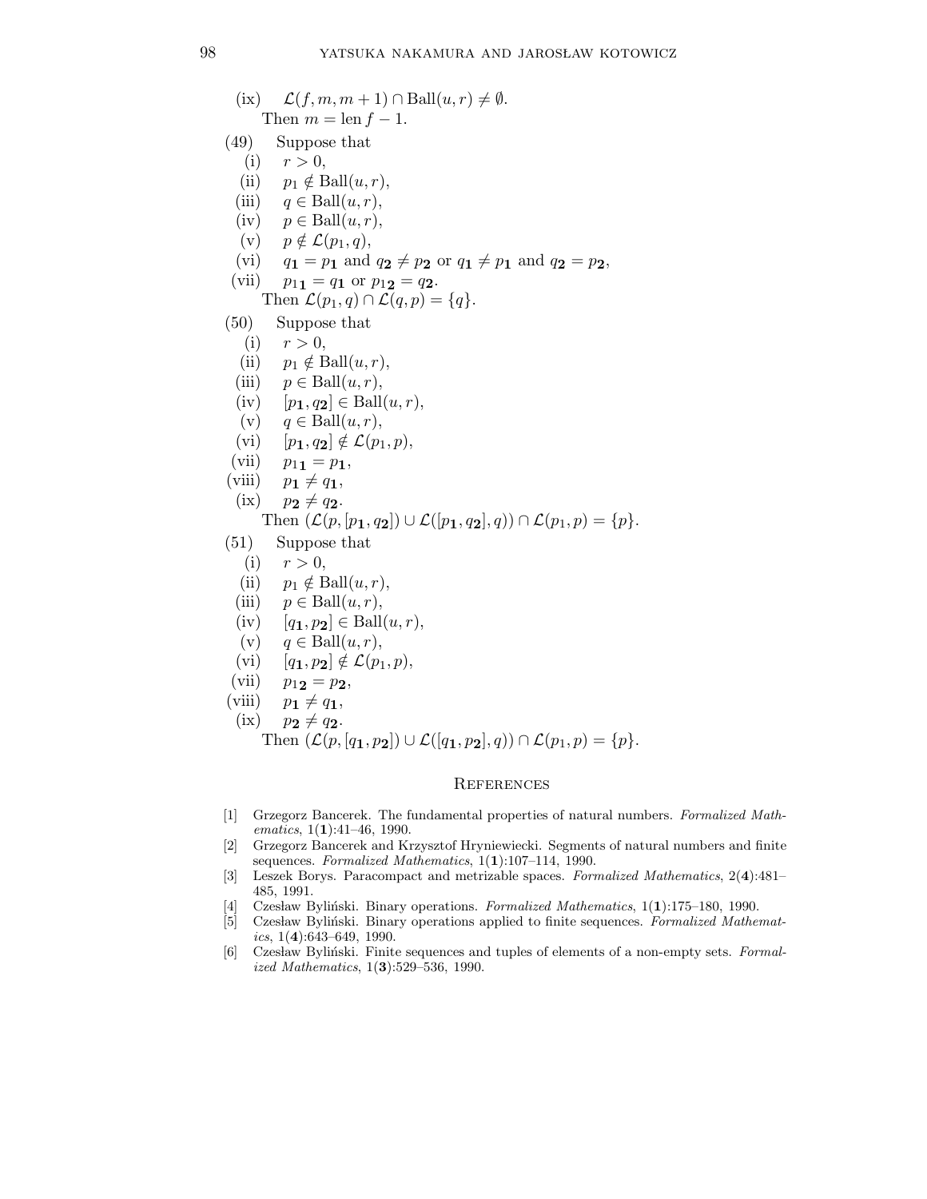(ix) $\mathcal{L}(f, m, m+1) \cap \mathrm{Ball}(u, r) \neq \emptyset$.

Then $m = \mathrm{len}\, f - 1$.

(49) Suppose that

(i) $r > 0$,

(ii) $p_1 \notin \mathrm{Ball}(u, r)$,

(iii) $q \in \mathrm{Ball}(u, r)$,

(iv) $p \in \mathrm{Ball}(u, r)$,

(v) $p \notin \mathcal{L}(p_1, q)$,

(vi) $q_{\mathbf{1}} = p_{\mathbf{1}}$ and $q_{\mathbf{2}} \neq p_{\mathbf{2}}$ or $q_{\mathbf{1}} \neq p_{\mathbf{1}}$ and $q_{\mathbf{2}} = p_{\mathbf{2}}$,

(vii) $p_{1\mathbf{1}} = q_{\mathbf{1}}$ or $p_{1\mathbf{2}} = q_{\mathbf{2}}$.

Then $\mathcal{L}(p_1, q) \cap \mathcal{L}(q, p) = \{q\}$.

(50) Suppose that

(i) $r > 0$,

(ii) $p_1 \notin \mathrm{Ball}(u, r)$,

(iii) $p \in \mathrm{Ball}(u, r)$,

(iv) $[p_{\mathbf{1}}, q_{\mathbf{2}}] \in \mathrm{Ball}(u, r)$,

(v) $q \in \mathrm{Ball}(u, r)$,

(vi) $[p_{\mathbf{1}}, q_{\mathbf{2}}] \notin \mathcal{L}(p_1, p)$,

(vii) $p_{1\mathbf{1}} = p_{\mathbf{1}}$,

(viii) $p_{\mathbf{1}} \neq q_{\mathbf{1}}$,

(ix) $p_{\mathbf{2}} \neq q_{\mathbf{2}}$.

Then $(\mathcal{L}(p, [p_{\mathbf{1}}, q_{\mathbf{2}}]) \cup \mathcal{L}([p_{\mathbf{1}}, q_{\mathbf{2}}], q)) \cap \mathcal{L}(p_1, p) = \{p\}$.

(51) Suppose that

(i) $r > 0$,

(ii) $p_1 \notin \mathrm{Ball}(u, r)$,

(iii) $p \in \mathrm{Ball}(u, r)$,

(iv) $[q_{\mathbf{1}}, p_{\mathbf{2}}] \in \mathrm{Ball}(u, r)$,

(v) $q \in \mathrm{Ball}(u, r)$,

(vi) $[q_{\mathbf{1}}, p_{\mathbf{2}}] \notin \mathcal{L}(p_1, p)$,

(vii) $p_{1\mathbf{2}} = p_{\mathbf{2}}$,

(viii) $p_{\mathbf{1}} \neq q_{\mathbf{1}}$,

(ix) $p_{\mathbf{2}} \neq q_{\mathbf{2}}$.

Then $(\mathcal{L}(p, [q_{\mathbf{1}}, p_{\mathbf{2}}]) \cup \mathcal{L}([q_{\mathbf{1}}, p_{\mathbf{2}}], q)) \cap \mathcal{L}(p_1, p) = \{p\}$.

## References

[1] Grzegorz Bancerek. The fundamental properties of natural numbers. *Formalized Mathematics*, 1(**1**):41–46, 1990.

[2] Grzegorz Bancerek and Krzysztof Hryniewiecki. Segments of natural numbers and finite sequences. *Formalized Mathematics*, 1(**1**):107–114, 1990.

[3] Leszek Borys. Paracompact and metrizable spaces. *Formalized Mathematics*, 2(**4**):481–485, 1991.

[4] Czesław Byliński. Binary operations. *Formalized Mathematics*, 1(**1**):175–180, 1990.

[5] Czesław Byliński. Binary operations applied to finite sequences. *Formalized Mathematics*, 1(**4**):643–649, 1990.

[6] Czesław Byliński. Finite sequences and tuples of elements of a non-empty sets. *Formalized Mathematics*, 1(**3**):529–536, 1990.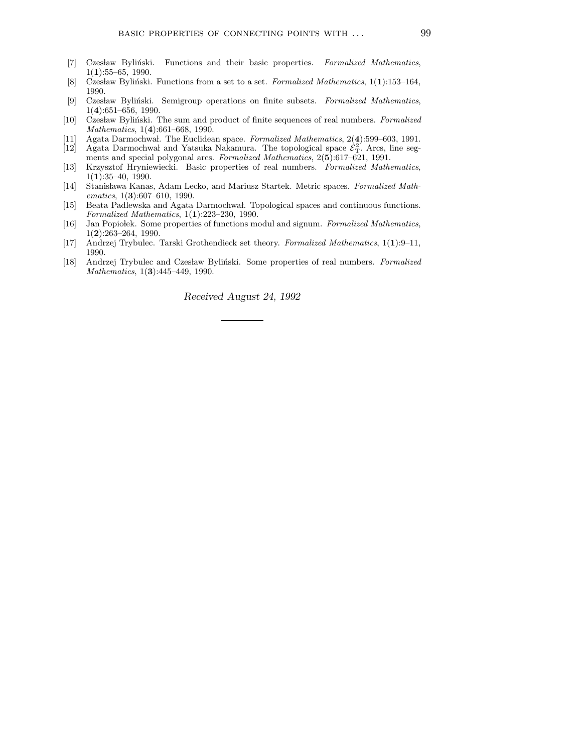[7] Czesław Byliński. Functions and their basic properties. *Formalized Mathematics*, 1(**1**):55–65, 1990.

[8] Czesław Byliński. Functions from a set to a set. *Formalized Mathematics*, 1(**1**):153–164, 1990.

[9] Czesław Byliński. Semigroup operations on finite subsets. *Formalized Mathematics*, 1(**4**):651–656, 1990.

[10] Czesław Byliński. The sum and product of finite sequences of real numbers. *Formalized Mathematics*, 1(**4**):661–668, 1990.

[11] Agata Darmochwał. The Euclidean space. *Formalized Mathematics*, 2(**4**):599–603, 1991.

[12] Agata Darmochwał and Yatsuka Nakamura. The topological space $\mathcal{E}^2_{\mathrm{T}}$. Arcs, line segments and special polygonal arcs. *Formalized Mathematics*, 2(**5**):617–621, 1991.

[13] Krzysztof Hryniewiecki. Basic properties of real numbers. *Formalized Mathematics*, 1(**1**):35–40, 1990.

[14] Stanisława Kanas, Adam Lecko, and Mariusz Startek. Metric spaces. *Formalized Mathematics*, 1(**3**):607–610, 1990.

[15] Beata Padlewska and Agata Darmochwał. Topological spaces and continuous functions. *Formalized Mathematics*, 1(**1**):223–230, 1990.

[16] Jan Popiołek. Some properties of functions modul and signum. *Formalized Mathematics*, 1(**2**):263–264, 1990.

[17] Andrzej Trybulec. Tarski Grothendieck set theory. *Formalized Mathematics*, 1(**1**):9–11, 1990.

[18] Andrzej Trybulec and Czesław Byliński. Some properties of real numbers. *Formalized Mathematics*, 1(**3**):445–449, 1990.

*Received August 24, 1992*